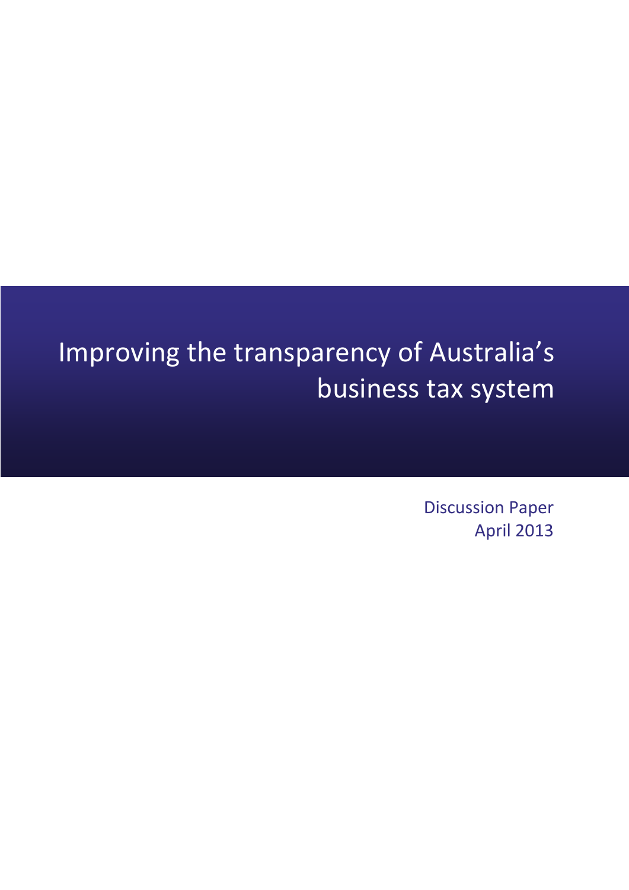# Improving the transparency of Australia's business tax system

Discussion Paper
April 2013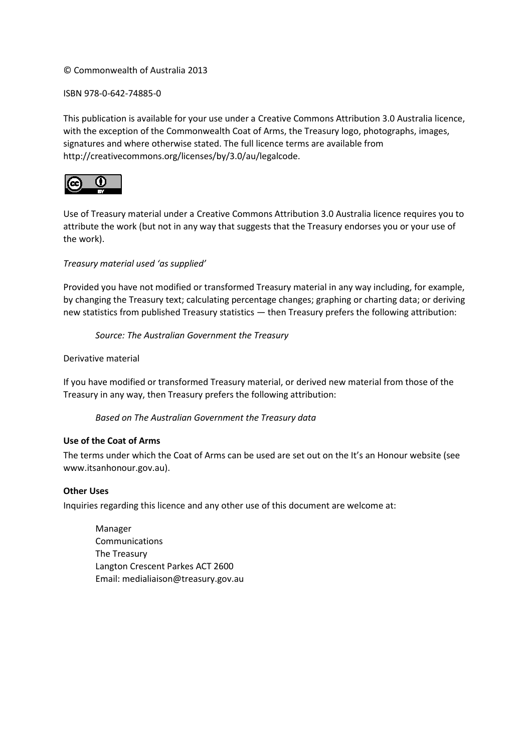© Commonwealth of Australia 2013

ISBN 978-0-642-74885-0

This publication is available for your use under a Creative Commons Attribution 3.0 Australia licence, with the exception of the Commonwealth Coat of Arms, the Treasury logo, photographs, images, signatures and where otherwise stated. The full licence terms are available from http://creativecommons.org/licenses/by/3.0/au/legalcode.

Use of Treasury material under a Creative Commons Attribution 3.0 Australia licence requires you to attribute the work (but not in any way that suggests that the Treasury endorses you or your use of the work).

*Treasury material used 'as supplied'*

Provided you have not modified or transformed Treasury material in any way including, for example, by changing the Treasury text; calculating percentage changes; graphing or charting data; or deriving new statistics from published Treasury statistics — then Treasury prefers the following attribution:

> *Source: The Australian Government the Treasury*

Derivative material

If you have modified or transformed Treasury material, or derived new material from those of the Treasury in any way, then Treasury prefers the following attribution:

> *Based on The Australian Government the Treasury data*

**Use of the Coat of Arms**

The terms under which the Coat of Arms can be used are set out on the It's an Honour website (see www.itsanhonour.gov.au).

**Other Uses**

Inquiries regarding this licence and any other use of this document are welcome at:

> Manager
> Communications
> The Treasury
> Langton Crescent Parkes ACT 2600
> Email: medialiaison@treasury.gov.au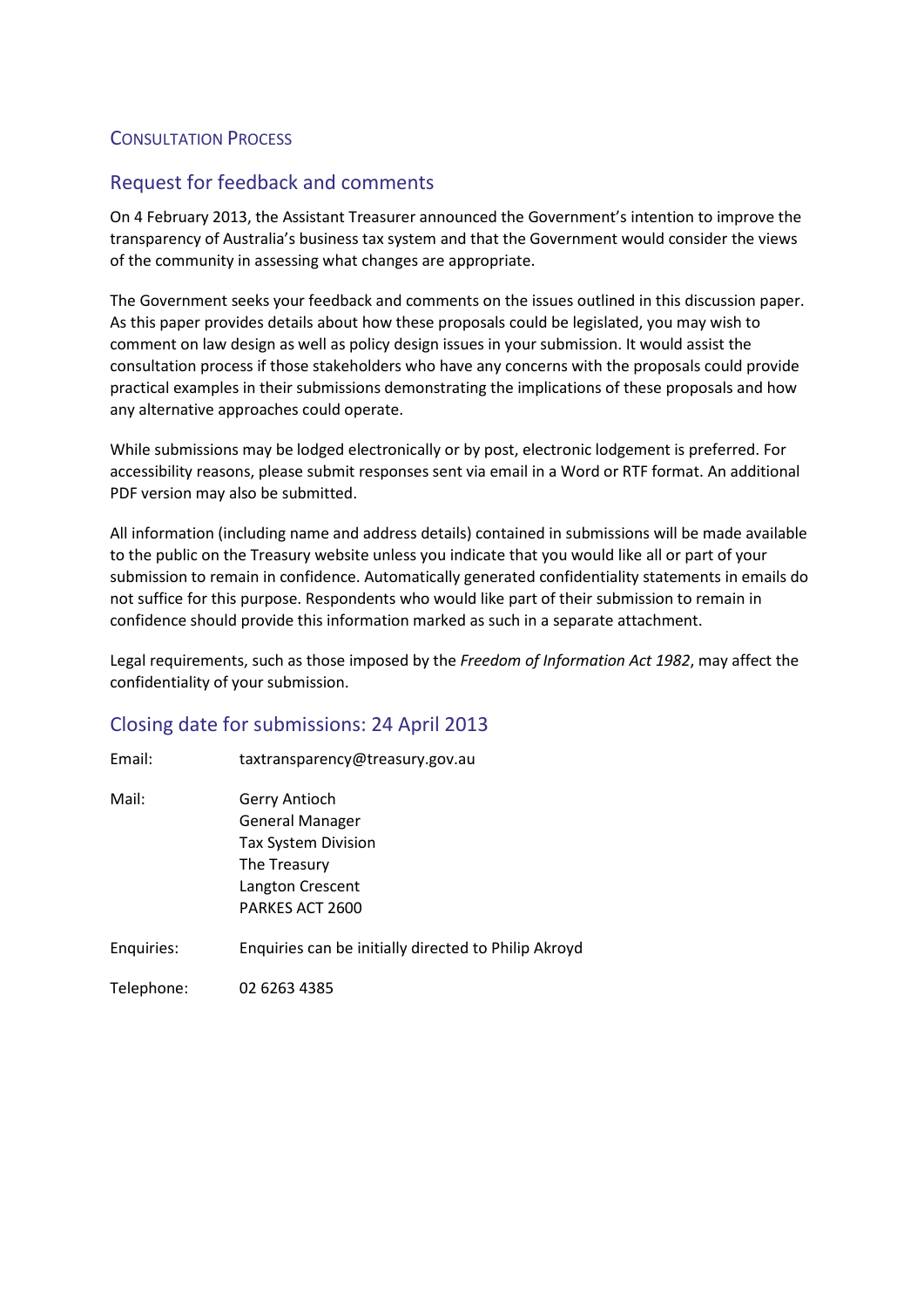## Consultation Process

### Request for feedback and comments

On 4 February 2013, the Assistant Treasurer announced the Government's intention to improve the transparency of Australia's business tax system and that the Government would consider the views of the community in assessing what changes are appropriate.

The Government seeks your feedback and comments on the issues outlined in this discussion paper. As this paper provides details about how these proposals could be legislated, you may wish to comment on law design as well as policy design issues in your submission. It would assist the consultation process if those stakeholders who have any concerns with the proposals could provide practical examples in their submissions demonstrating the implications of these proposals and how any alternative approaches could operate.

While submissions may be lodged electronically or by post, electronic lodgement is preferred. For accessibility reasons, please submit responses sent via email in a Word or RTF format. An additional PDF version may also be submitted.

All information (including name and address details) contained in submissions will be made available to the public on the Treasury website unless you indicate that you would like all or part of your submission to remain in confidence. Automatically generated confidentiality statements in emails do not suffice for this purpose. Respondents who would like part of their submission to remain in confidence should provide this information marked as such in a separate attachment.

Legal requirements, such as those imposed by the *Freedom of Information Act 1982*, may affect the confidentiality of your submission.

### Closing date for submissions: 24 April 2013

| | |
|---|---|
| Email: | taxtransparency@treasury.gov.au |
| Mail: | Gerry Antioch<br>General Manager<br>Tax System Division<br>The Treasury<br>Langton Crescent<br>PARKES ACT 2600 |
| Enquiries: | Enquiries can be initially directed to Philip Akroyd |
| Telephone: | 02 6263 4385 |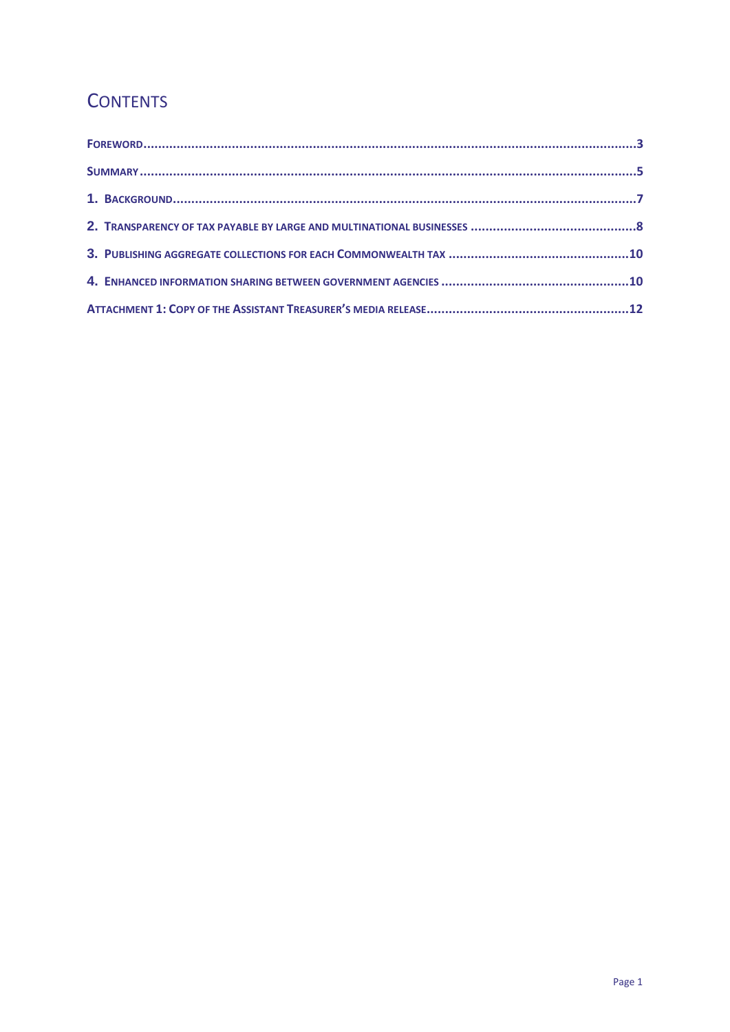# CONTENTS

FOREWORD......3

SUMMARY......5

1. BACKGROUND......7

2. TRANSPARENCY OF TAX PAYABLE BY LARGE AND MULTINATIONAL BUSINESSES......8

3. PUBLISHING AGGREGATE COLLECTIONS FOR EACH COMMONWEALTH TAX......10

4. ENHANCED INFORMATION SHARING BETWEEN GOVERNMENT AGENCIES......10

ATTACHMENT 1: COPY OF THE ASSISTANT TREASURER'S MEDIA RELEASE......12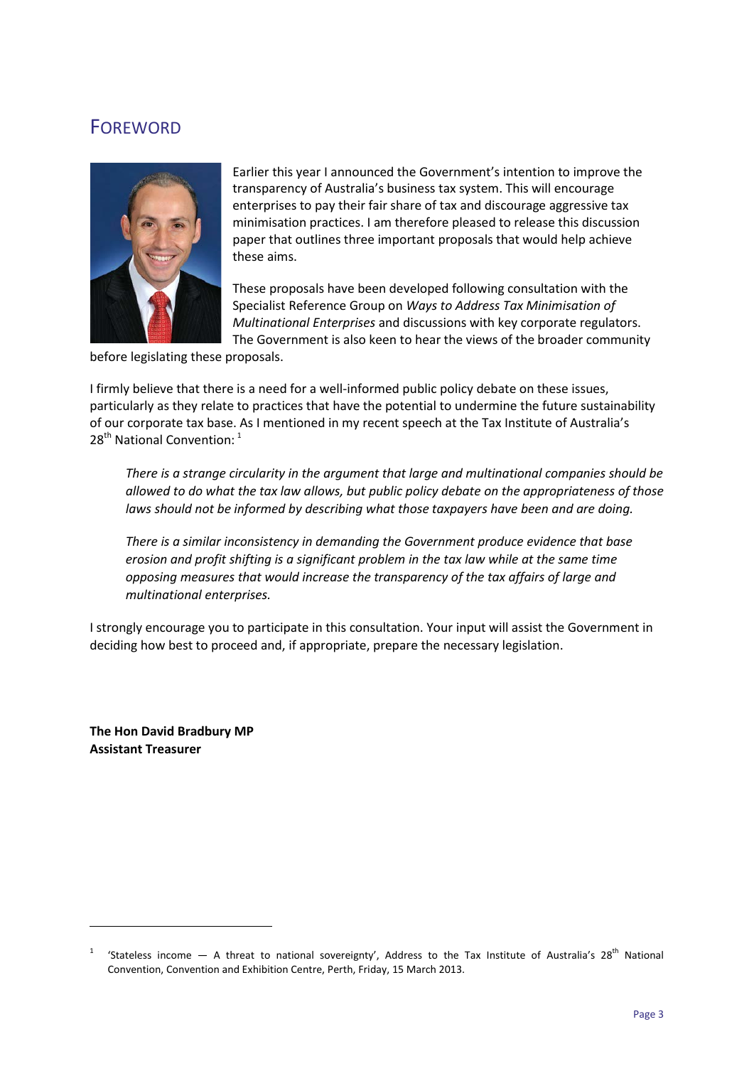# FOREWORD

Earlier this year I announced the Government's intention to improve the transparency of Australia's business tax system. This will encourage enterprises to pay their fair share of tax and discourage aggressive tax minimisation practices. I am therefore pleased to release this discussion paper that outlines three important proposals that would help achieve these aims.

These proposals have been developed following consultation with the Specialist Reference Group on *Ways to Address Tax Minimisation of Multinational Enterprises* and discussions with key corporate regulators. The Government is also keen to hear the views of the broader community before legislating these proposals.

I firmly believe that there is a need for a well-informed public policy debate on these issues, particularly as they relate to practices that have the potential to undermine the future sustainability of our corporate tax base. As I mentioned in my recent speech at the Tax Institute of Australia's 28th National Convention: [1]

> *There is a strange circularity in the argument that large and multinational companies should be allowed to do what the tax law allows, but public policy debate on the appropriateness of those laws should not be informed by describing what those taxpayers have been and are doing.*
>
> *There is a similar inconsistency in demanding the Government produce evidence that base erosion and profit shifting is a significant problem in the tax law while at the same time opposing measures that would increase the transparency of the tax affairs of large and multinational enterprises.*

I strongly encourage you to participate in this consultation. Your input will assist the Government in deciding how best to proceed and, if appropriate, prepare the necessary legislation.

**The Hon David Bradbury MP**
**Assistant Treasurer**

---

[1] 'Stateless income — A threat to national sovereignty', Address to the Tax Institute of Australia's 28th National Convention, Convention and Exhibition Centre, Perth, Friday, 15 March 2013.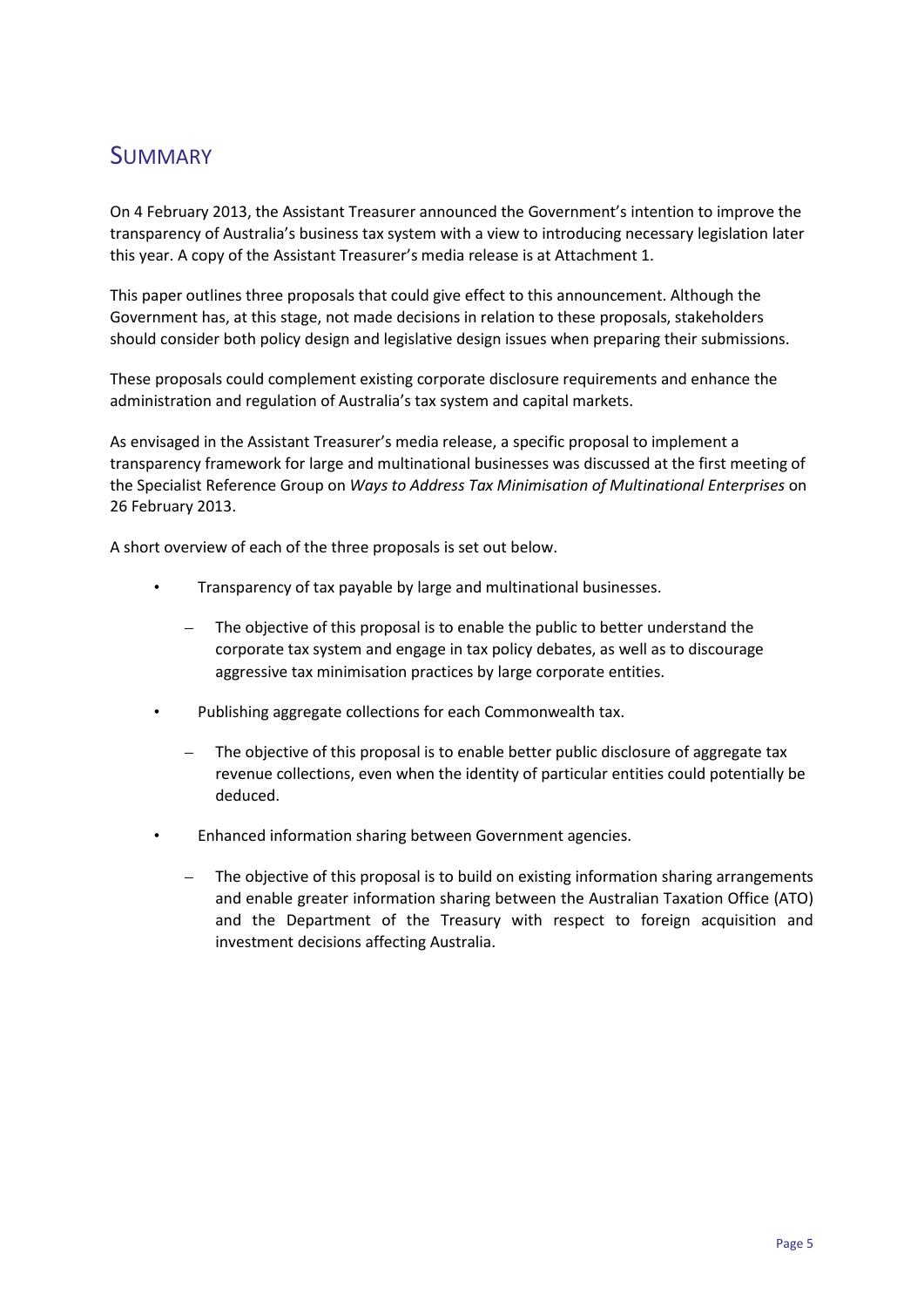# Summary

On 4 February 2013, the Assistant Treasurer announced the Government's intention to improve the transparency of Australia's business tax system with a view to introducing necessary legislation later this year. A copy of the Assistant Treasurer's media release is at Attachment 1.

This paper outlines three proposals that could give effect to this announcement. Although the Government has, at this stage, not made decisions in relation to these proposals, stakeholders should consider both policy design and legislative design issues when preparing their submissions.

These proposals could complement existing corporate disclosure requirements and enhance the administration and regulation of Australia's tax system and capital markets.

As envisaged in the Assistant Treasurer's media release, a specific proposal to implement a transparency framework for large and multinational businesses was discussed at the first meeting of the Specialist Reference Group on *Ways to Address Tax Minimisation of Multinational Enterprises* on 26 February 2013.

A short overview of each of the three proposals is set out below.

- Transparency of tax payable by large and multinational businesses.
  - The objective of this proposal is to enable the public to better understand the corporate tax system and engage in tax policy debates, as well as to discourage aggressive tax minimisation practices by large corporate entities.
- Publishing aggregate collections for each Commonwealth tax.
  - The objective of this proposal is to enable better public disclosure of aggregate tax revenue collections, even when the identity of particular entities could potentially be deduced.
- Enhanced information sharing between Government agencies.
  - The objective of this proposal is to build on existing information sharing arrangements and enable greater information sharing between the Australian Taxation Office (ATO) and the Department of the Treasury with respect to foreign acquisition and investment decisions affecting Australia.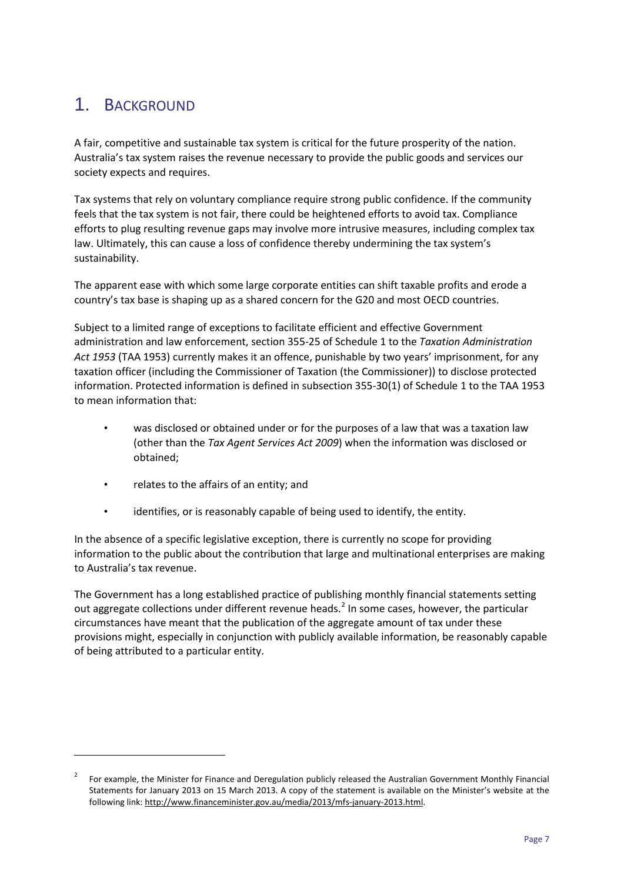# 1. Background

A fair, competitive and sustainable tax system is critical for the future prosperity of the nation. Australia's tax system raises the revenue necessary to provide the public goods and services our society expects and requires.

Tax systems that rely on voluntary compliance require strong public confidence. If the community feels that the tax system is not fair, there could be heightened efforts to avoid tax. Compliance efforts to plug resulting revenue gaps may involve more intrusive measures, including complex tax law. Ultimately, this can cause a loss of confidence thereby undermining the tax system's sustainability.

The apparent ease with which some large corporate entities can shift taxable profits and erode a country's tax base is shaping up as a shared concern for the G20 and most OECD countries.

Subject to a limited range of exceptions to facilitate efficient and effective Government administration and law enforcement, section 355-25 of Schedule 1 to the *Taxation Administration Act 1953* (TAA 1953) currently makes it an offence, punishable by two years' imprisonment, for any taxation officer (including the Commissioner of Taxation (the Commissioner)) to disclose protected information. Protected information is defined in subsection 355-30(1) of Schedule 1 to the TAA 1953 to mean information that:

- was disclosed or obtained under or for the purposes of a law that was a taxation law (other than the *Tax Agent Services Act 2009*) when the information was disclosed or obtained;
- relates to the affairs of an entity; and
- identifies, or is reasonably capable of being used to identify, the entity.

In the absence of a specific legislative exception, there is currently no scope for providing information to the public about the contribution that large and multinational enterprises are making to Australia's tax revenue.

The Government has a long established practice of publishing monthly financial statements setting out aggregate collections under different revenue heads.[2] In some cases, however, the particular circumstances have meant that the publication of the aggregate amount of tax under these provisions might, especially in conjunction with publicly available information, be reasonably capable of being attributed to a particular entity.

[2] For example, the Minister for Finance and Deregulation publicly released the Australian Government Monthly Financial Statements for January 2013 on 15 March 2013. A copy of the statement is available on the Minister's website at the following link: http://www.financeminister.gov.au/media/2013/mfs-january-2013.html.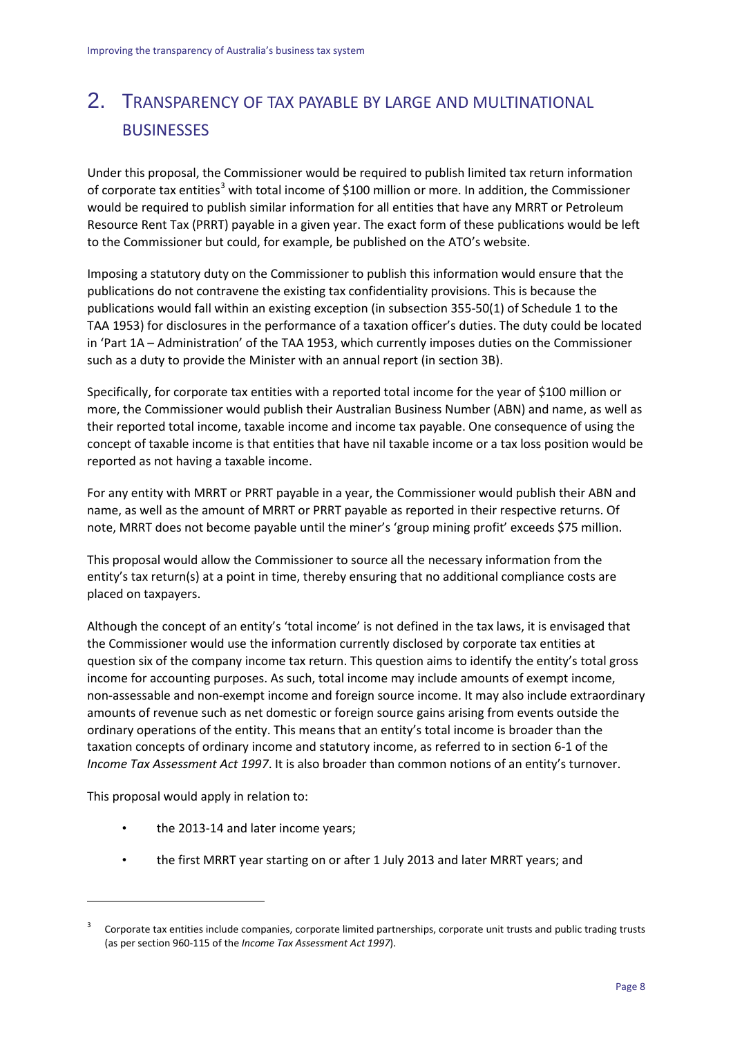# 2. Transparency of tax payable by large and multinational businesses

Under this proposal, the Commissioner would be required to publish limited tax return information of corporate tax entities[3] with total income of $100 million or more. In addition, the Commissioner would be required to publish similar information for all entities that have any MRRT or Petroleum Resource Rent Tax (PRRT) payable in a given year. The exact form of these publications would be left to the Commissioner but could, for example, be published on the ATO's website.

Imposing a statutory duty on the Commissioner to publish this information would ensure that the publications do not contravene the existing tax confidentiality provisions. This is because the publications would fall within an existing exception (in subsection 355-50(1) of Schedule 1 to the TAA 1953) for disclosures in the performance of a taxation officer's duties. The duty could be located in 'Part 1A – Administration' of the TAA 1953, which currently imposes duties on the Commissioner such as a duty to provide the Minister with an annual report (in section 3B).

Specifically, for corporate tax entities with a reported total income for the year of $100 million or more, the Commissioner would publish their Australian Business Number (ABN) and name, as well as their reported total income, taxable income and income tax payable. One consequence of using the concept of taxable income is that entities that have nil taxable income or a tax loss position would be reported as not having a taxable income.

For any entity with MRRT or PRRT payable in a year, the Commissioner would publish their ABN and name, as well as the amount of MRRT or PRRT payable as reported in their respective returns. Of note, MRRT does not become payable until the miner's 'group mining profit' exceeds $75 million.

This proposal would allow the Commissioner to source all the necessary information from the entity's tax return(s) at a point in time, thereby ensuring that no additional compliance costs are placed on taxpayers.

Although the concept of an entity's 'total income' is not defined in the tax laws, it is envisaged that the Commissioner would use the information currently disclosed by corporate tax entities at question six of the company income tax return. This question aims to identify the entity's total gross income for accounting purposes. As such, total income may include amounts of exempt income, non-assessable and non-exempt income and foreign source income. It may also include extraordinary amounts of revenue such as net domestic or foreign source gains arising from events outside the ordinary operations of the entity. This means that an entity's total income is broader than the taxation concepts of ordinary income and statutory income, as referred to in section 6-1 of the *Income Tax Assessment Act 1997*. It is also broader than common notions of an entity's turnover.

This proposal would apply in relation to:

- the 2013-14 and later income years;
- the first MRRT year starting on or after 1 July 2013 and later MRRT years; and

---

[3] Corporate tax entities include companies, corporate limited partnerships, corporate unit trusts and public trading trusts (as per section 960-115 of the *Income Tax Assessment Act 1997*).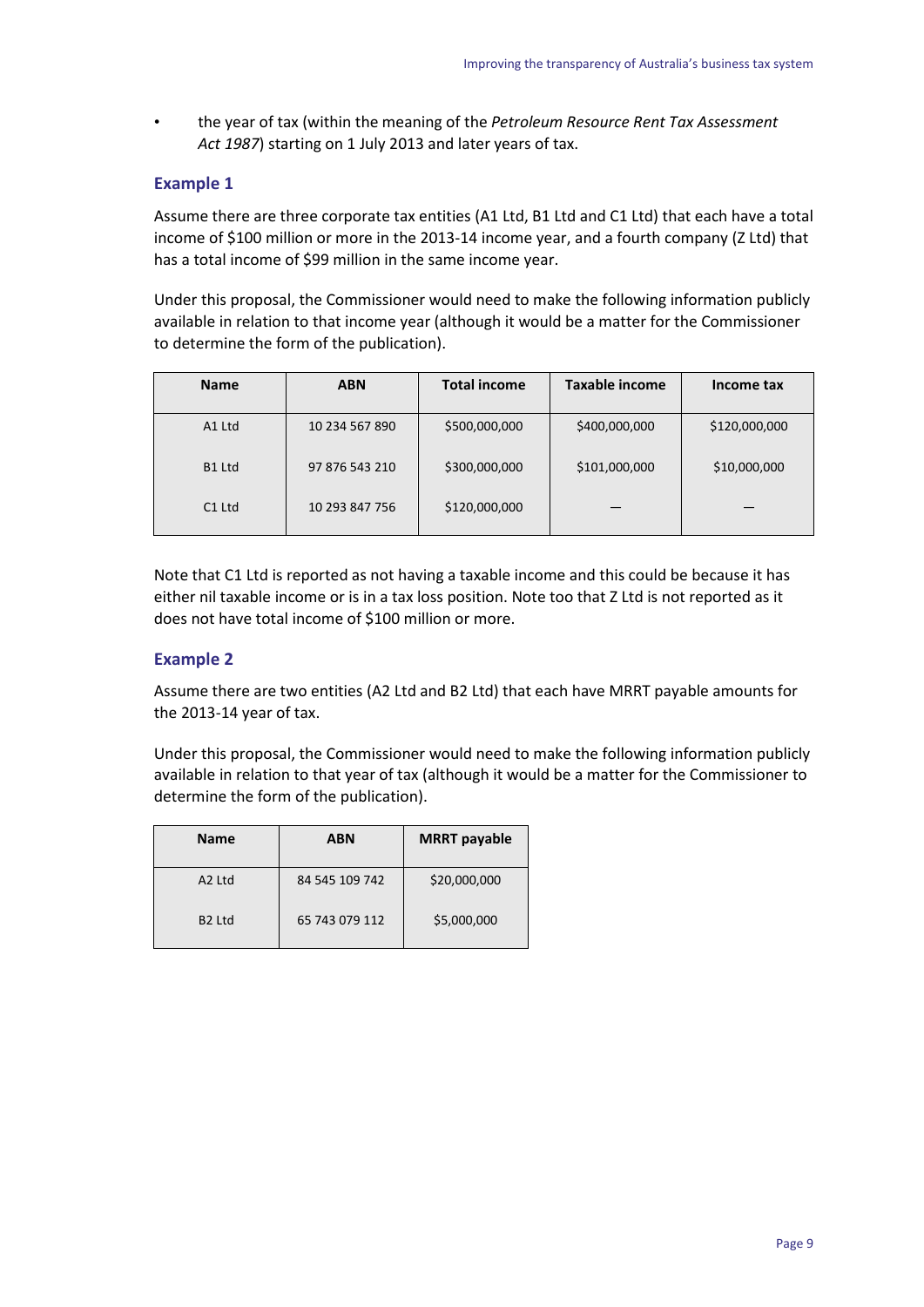- the year of tax (within the meaning of the *Petroleum Resource Rent Tax Assessment Act 1987*) starting on 1 July 2013 and later years of tax.

### Example 1

Assume there are three corporate tax entities (A1 Ltd, B1 Ltd and C1 Ltd) that each have a total income of $100 million or more in the 2013-14 income year, and a fourth company (Z Ltd) that has a total income of $99 million in the same income year.

Under this proposal, the Commissioner would need to make the following information publicly available in relation to that income year (although it would be a matter for the Commissioner to determine the form of the publication).

| Name | ABN | Total income | Taxable income | Income tax |
|---|---|---|---|---|
| A1 Ltd | 10 234 567 890 | $500,000,000 | $400,000,000 | $120,000,000 |
| B1 Ltd | 97 876 543 210 | $300,000,000 | $101,000,000 | $10,000,000 |
| C1 Ltd | 10 293 847 756 | $120,000,000 | — | — |

Note that C1 Ltd is reported as not having a taxable income and this could be because it has either nil taxable income or is in a tax loss position. Note too that Z Ltd is not reported as it does not have total income of $100 million or more.

### Example 2

Assume there are two entities (A2 Ltd and B2 Ltd) that each have MRRT payable amounts for the 2013-14 year of tax.

Under this proposal, the Commissioner would need to make the following information publicly available in relation to that year of tax (although it would be a matter for the Commissioner to determine the form of the publication).

| Name | ABN | MRRT payable |
|---|---|---|
| A2 Ltd | 84 545 109 742 | $20,000,000 |
| B2 Ltd | 65 743 079 112 | $5,000,000 |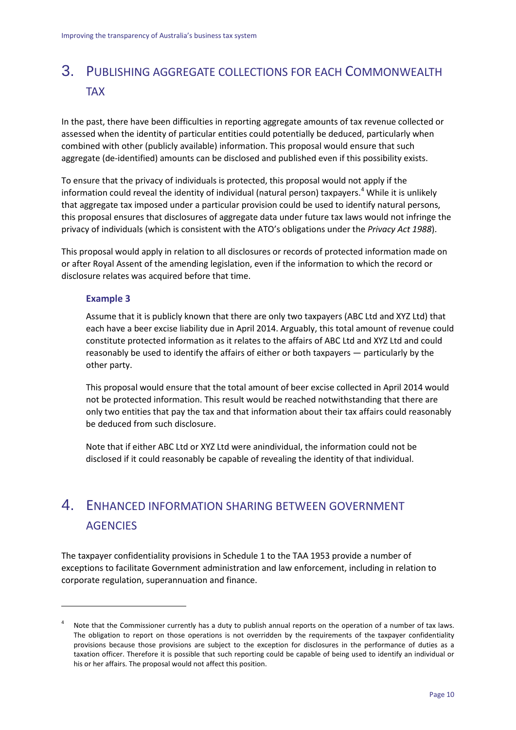# 3. Publishing aggregate collections for each Commonwealth tax

In the past, there have been difficulties in reporting aggregate amounts of tax revenue collected or assessed when the identity of particular entities could potentially be deduced, particularly when combined with other (publicly available) information. This proposal would ensure that such aggregate (de-identified) amounts can be disclosed and published even if this possibility exists.

To ensure that the privacy of individuals is protected, this proposal would not apply if the information could reveal the identity of individual (natural person) taxpayers.[4] While it is unlikely that aggregate tax imposed under a particular provision could be used to identify natural persons, this proposal ensures that disclosures of aggregate data under future tax laws would not infringe the privacy of individuals (which is consistent with the ATO's obligations under the *Privacy Act 1988*).

This proposal would apply in relation to all disclosures or records of protected information made on or after Royal Assent of the amending legislation, even if the information to which the record or disclosure relates was acquired before that time.

### Example 3

Assume that it is publicly known that there are only two taxpayers (ABC Ltd and XYZ Ltd) that each have a beer excise liability due in April 2014. Arguably, this total amount of revenue could constitute protected information as it relates to the affairs of ABC Ltd and XYZ Ltd and could reasonably be used to identify the affairs of either or both taxpayers — particularly by the other party.

This proposal would ensure that the total amount of beer excise collected in April 2014 would not be protected information. This result would be reached notwithstanding that there are only two entities that pay the tax and that information about their tax affairs could reasonably be deduced from such disclosure.

Note that if either ABC Ltd or XYZ Ltd were anindividual, the information could not be disclosed if it could reasonably be capable of revealing the identity of that individual.

# 4. Enhanced information sharing between government agencies

The taxpayer confidentiality provisions in Schedule 1 to the TAA 1953 provide a number of exceptions to facilitate Government administration and law enforcement, including in relation to corporate regulation, superannuation and finance.

---

[4] Note that the Commissioner currently has a duty to publish annual reports on the operation of a number of tax laws. The obligation to report on those operations is not overridden by the requirements of the taxpayer confidentiality provisions because those provisions are subject to the exception for disclosures in the performance of duties as a taxation officer. Therefore it is possible that such reporting could be capable of being used to identify an individual or his or her affairs. The proposal would not affect this position.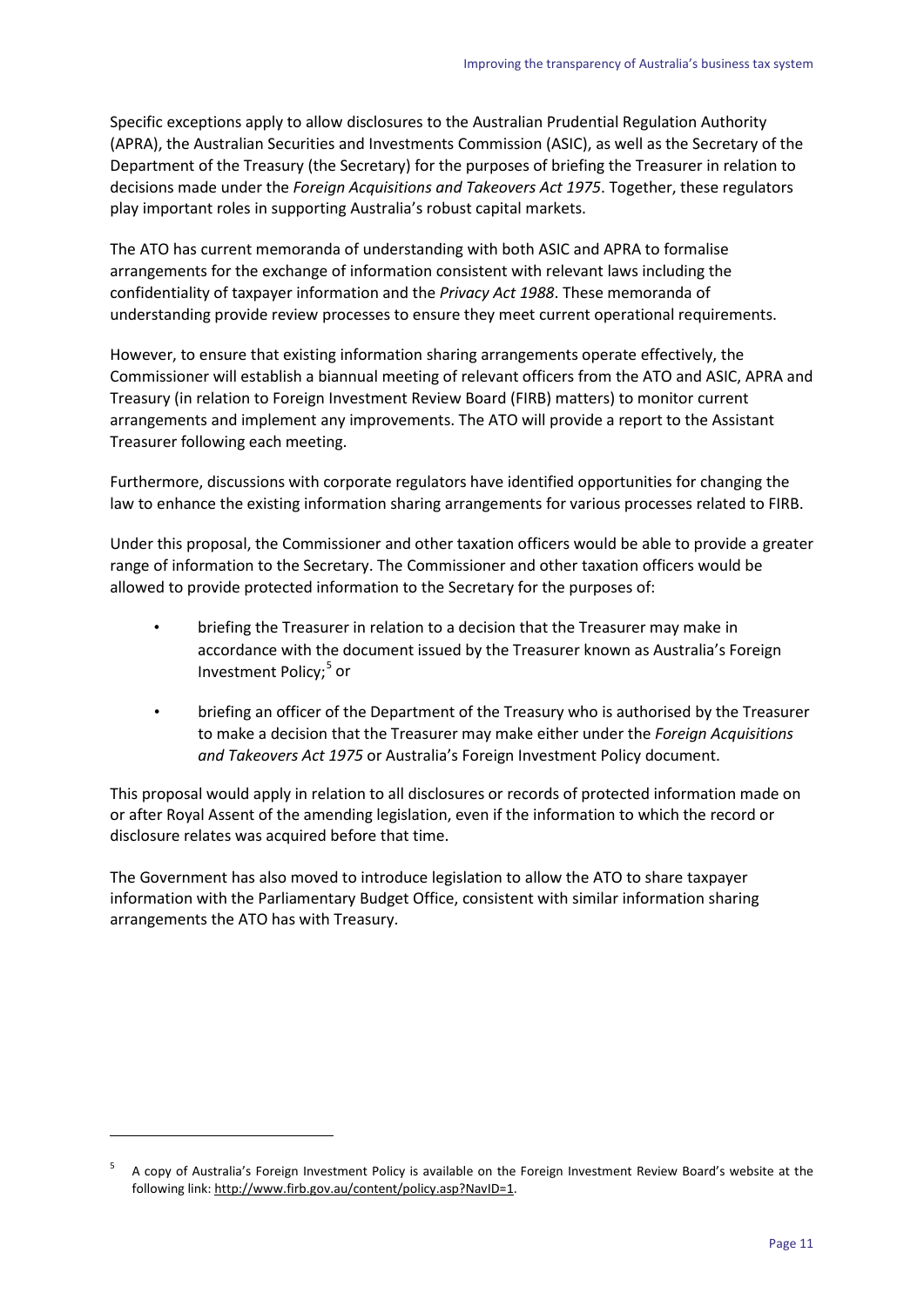Specific exceptions apply to allow disclosures to the Australian Prudential Regulation Authority (APRA), the Australian Securities and Investments Commission (ASIC), as well as the Secretary of the Department of the Treasury (the Secretary) for the purposes of briefing the Treasurer in relation to decisions made under the *Foreign Acquisitions and Takeovers Act 1975*. Together, these regulators play important roles in supporting Australia's robust capital markets.

The ATO has current memoranda of understanding with both ASIC and APRA to formalise arrangements for the exchange of information consistent with relevant laws including the confidentiality of taxpayer information and the *Privacy Act 1988*. These memoranda of understanding provide review processes to ensure they meet current operational requirements.

However, to ensure that existing information sharing arrangements operate effectively, the Commissioner will establish a biannual meeting of relevant officers from the ATO and ASIC, APRA and Treasury (in relation to Foreign Investment Review Board (FIRB) matters) to monitor current arrangements and implement any improvements. The ATO will provide a report to the Assistant Treasurer following each meeting.

Furthermore, discussions with corporate regulators have identified opportunities for changing the law to enhance the existing information sharing arrangements for various processes related to FIRB.

Under this proposal, the Commissioner and other taxation officers would be able to provide a greater range of information to the Secretary. The Commissioner and other taxation officers would be allowed to provide protected information to the Secretary for the purposes of:

- briefing the Treasurer in relation to a decision that the Treasurer may make in accordance with the document issued by the Treasurer known as Australia's Foreign Investment Policy;[5] or
- briefing an officer of the Department of the Treasury who is authorised by the Treasurer to make a decision that the Treasurer may make either under the *Foreign Acquisitions and Takeovers Act 1975* or Australia's Foreign Investment Policy document.

This proposal would apply in relation to all disclosures or records of protected information made on or after Royal Assent of the amending legislation, even if the information to which the record or disclosure relates was acquired before that time.

The Government has also moved to introduce legislation to allow the ATO to share taxpayer information with the Parliamentary Budget Office, consistent with similar information sharing arrangements the ATO has with Treasury.

---

[5] A copy of Australia's Foreign Investment Policy is available on the Foreign Investment Review Board's website at the following link: http://www.firb.gov.au/content/policy.asp?NavID=1.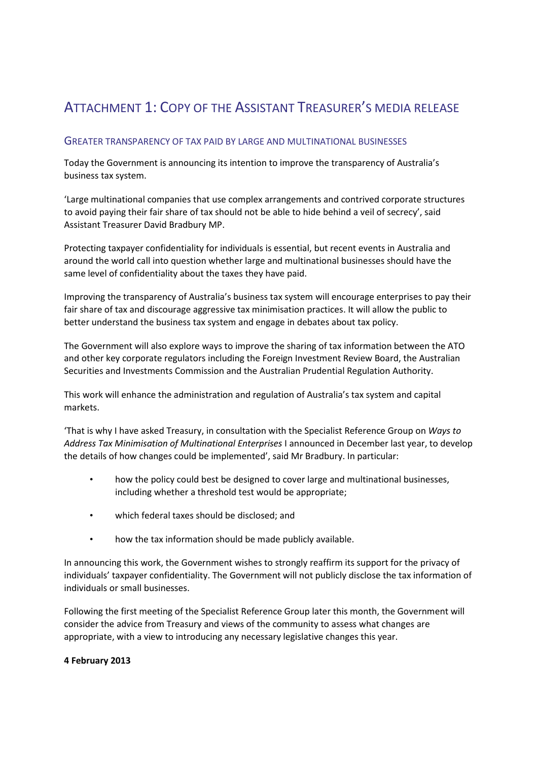# Attachment 1: Copy of the Assistant Treasurer's media release

## Greater transparency of tax paid by large and multinational businesses

Today the Government is announcing its intention to improve the transparency of Australia's business tax system.

'Large multinational companies that use complex arrangements and contrived corporate structures to avoid paying their fair share of tax should not be able to hide behind a veil of secrecy', said Assistant Treasurer David Bradbury MP.

Protecting taxpayer confidentiality for individuals is essential, but recent events in Australia and around the world call into question whether large and multinational businesses should have the same level of confidentiality about the taxes they have paid.

Improving the transparency of Australia's business tax system will encourage enterprises to pay their fair share of tax and discourage aggressive tax minimisation practices. It will allow the public to better understand the business tax system and engage in debates about tax policy.

The Government will also explore ways to improve the sharing of tax information between the ATO and other key corporate regulators including the Foreign Investment Review Board, the Australian Securities and Investments Commission and the Australian Prudential Regulation Authority.

This work will enhance the administration and regulation of Australia's tax system and capital markets.

'That is why I have asked Treasury, in consultation with the Specialist Reference Group on *Ways to Address Tax Minimisation of Multinational Enterprises* I announced in December last year, to develop the details of how changes could be implemented', said Mr Bradbury. In particular:

- how the policy could best be designed to cover large and multinational businesses, including whether a threshold test would be appropriate;
- which federal taxes should be disclosed; and
- how the tax information should be made publicly available.

In announcing this work, the Government wishes to strongly reaffirm its support for the privacy of individuals' taxpayer confidentiality. The Government will not publicly disclose the tax information of individuals or small businesses.

Following the first meeting of the Specialist Reference Group later this month, the Government will consider the advice from Treasury and views of the community to assess what changes are appropriate, with a view to introducing any necessary legislative changes this year.

**4 February 2013**